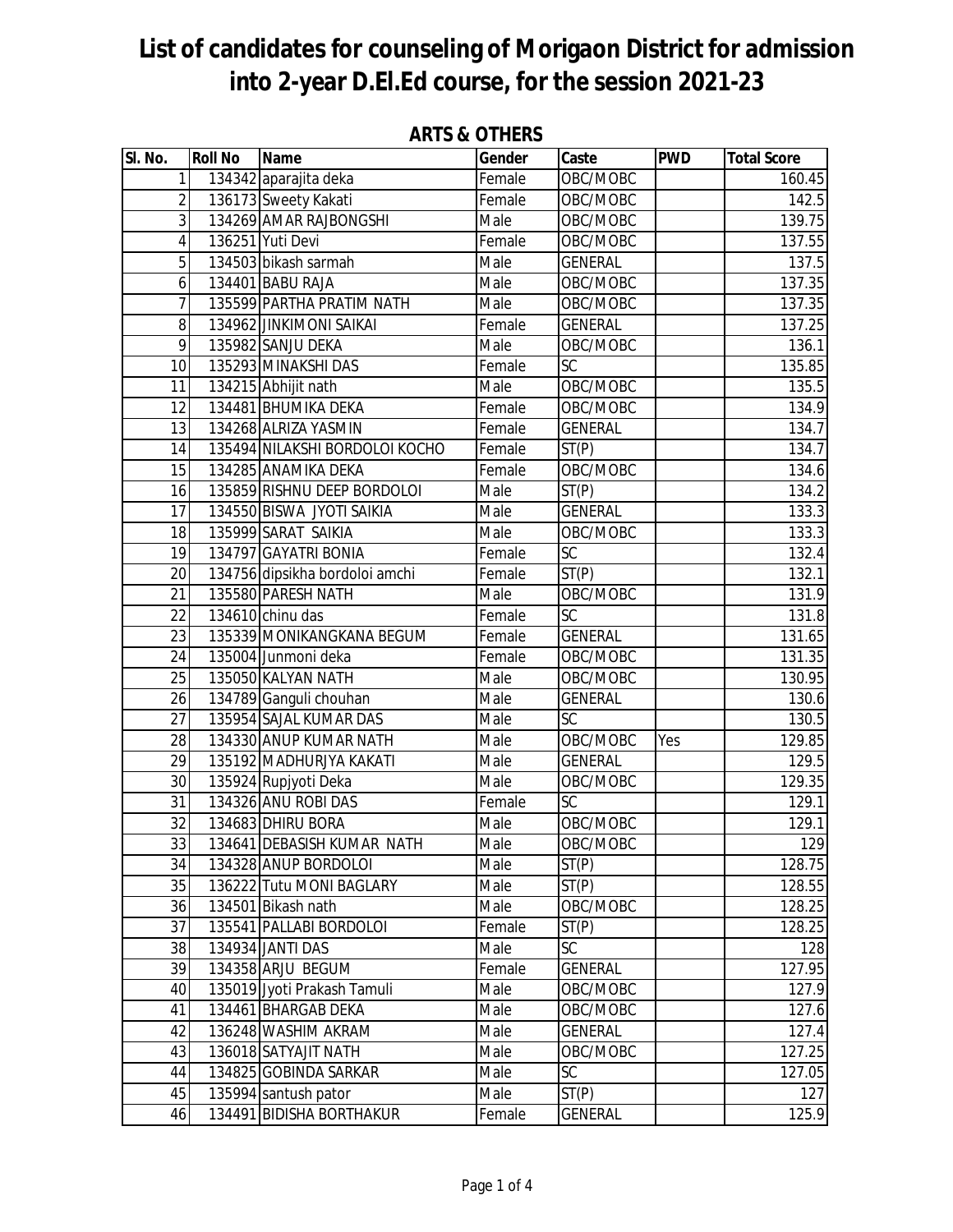# List of candidates for counseling of Morigaon District for admission into 2-year D.El.Ed course, for the session 2021-23

**ARTS & OTHERS**

| Sl. No. | Roll No | Name | Gender | Caste | PWD | Total Score |
|---|---|---|---|---|---|---|
| 1 | 134342 | aparajita deka | Female | OBC/MOBC | | 160.45 |
| 2 | 136173 | Sweety Kakati | Female | OBC/MOBC | | 142.5 |
| 3 | 134269 | AMAR RAJBONGSHI | Male | OBC/MOBC | | 139.75 |
| 4 | 136251 | Yuti Devi | Female | OBC/MOBC | | 137.55 |
| 5 | 134503 | bikash sarmah | Male | GENERAL | | 137.5 |
| 6 | 134401 | BABU RAJA | Male | OBC/MOBC | | 137.35 |
| 7 | 135599 | PARTHA PRATIM NATH | Male | OBC/MOBC | | 137.35 |
| 8 | 134962 | JINKIMONI SAIKAI | Female | GENERAL | | 137.25 |
| 9 | 135982 | SANJU DEKA | Male | OBC/MOBC | | 136.1 |
| 10 | 135293 | MINAKSHI DAS | Female | SC | | 135.85 |
| 11 | 134215 | Abhijit nath | Male | OBC/MOBC | | 135.5 |
| 12 | 134481 | BHUMIKA DEKA | Female | OBC/MOBC | | 134.9 |
| 13 | 134268 | ALRIZA YASMIN | Female | GENERAL | | 134.7 |
| 14 | 135494 | NILAKSHI BORDOLOI KOCHO | Female | ST(P) | | 134.7 |
| 15 | 134285 | ANAMIKA DEKA | Female | OBC/MOBC | | 134.6 |
| 16 | 135859 | RISHNU DEEP BORDOLOI | Male | ST(P) | | 134.2 |
| 17 | 134550 | BISWA JYOTI SAIKIA | Male | GENERAL | | 133.3 |
| 18 | 135999 | SARAT SAIKIA | Male | OBC/MOBC | | 133.3 |
| 19 | 134797 | GAYATRI BONIA | Female | SC | | 132.4 |
| 20 | 134756 | dipsikha bordoloi amchi | Female | ST(P) | | 132.1 |
| 21 | 135580 | PARESH NATH | Male | OBC/MOBC | | 131.9 |
| 22 | 134610 | chinu das | Female | SC | | 131.8 |
| 23 | 135339 | MONIKANGKANA BEGUM | Female | GENERAL | | 131.65 |
| 24 | 135004 | Junmoni deka | Female | OBC/MOBC | | 131.35 |
| 25 | 135050 | KALYAN NATH | Male | OBC/MOBC | | 130.95 |
| 26 | 134789 | Ganguli chouhan | Male | GENERAL | | 130.6 |
| 27 | 135954 | SAJAL KUMAR DAS | Male | SC | | 130.5 |
| 28 | 134330 | ANUP KUMAR NATH | Male | OBC/MOBC | Yes | 129.85 |
| 29 | 135192 | MADHURJYA KAKATI | Male | GENERAL | | 129.5 |
| 30 | 135924 | Rupjyoti Deka | Male | OBC/MOBC | | 129.35 |
| 31 | 134326 | ANU ROBI DAS | Female | SC | | 129.1 |
| 32 | 134683 | DHIRU BORA | Male | OBC/MOBC | | 129.1 |
| 33 | 134641 | DEBASISH KUMAR NATH | Male | OBC/MOBC | | 129 |
| 34 | 134328 | ANUP BORDOLOI | Male | ST(P) | | 128.75 |
| 35 | 136222 | Tutu MONI BAGLARY | Male | ST(P) | | 128.55 |
| 36 | 134501 | Bikash nath | Male | OBC/MOBC | | 128.25 |
| 37 | 135541 | PALLABI BORDOLOI | Female | ST(P) | | 128.25 |
| 38 | 134934 | JANTI DAS | Male | SC | | 128 |
| 39 | 134358 | ARJU BEGUM | Female | GENERAL | | 127.95 |
| 40 | 135019 | Jyoti Prakash Tamuli | Male | OBC/MOBC | | 127.9 |
| 41 | 134461 | BHARGAB DEKA | Male | OBC/MOBC | | 127.6 |
| 42 | 136248 | WASHIM AKRAM | Male | GENERAL | | 127.4 |
| 43 | 136018 | SATYAJIT NATH | Male | OBC/MOBC | | 127.25 |
| 44 | 134825 | GOBINDA SARKAR | Male | SC | | 127.05 |
| 45 | 135994 | santush pator | Male | ST(P) | | 127 |
| 46 | 134491 | BIDISHA BORTHAKUR | Female | GENERAL | | 125.9 |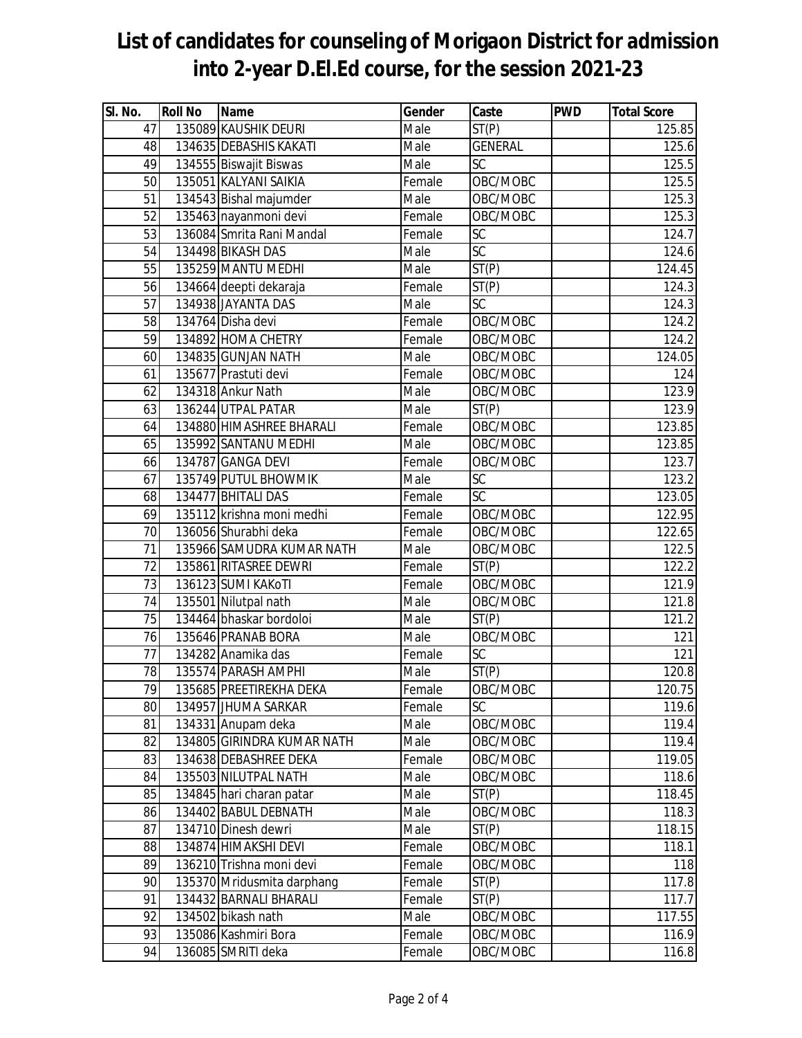# List of candidates for counseling of Morigaon District for admission into 2-year D.El.Ed course, for the session 2021-23

| Sl. No. | Roll No | Name | Gender | Caste | PWD | Total Score |
|---|---|---|---|---|---|---|
| 47 | 135089 | KAUSHIK DEURI | Male | ST(P) | | 125.85 |
| 48 | 134635 | DEBASHIS KAKATI | Male | GENERAL | | 125.6 |
| 49 | 134555 | Biswajit Biswas | Male | SC | | 125.5 |
| 50 | 135051 | KALYANI SAIKIA | Female | OBC/MOBC | | 125.5 |
| 51 | 134543 | Bishal majumder | Male | OBC/MOBC | | 125.3 |
| 52 | 135463 | nayanmoni devi | Female | OBC/MOBC | | 125.3 |
| 53 | 136084 | Smrita Rani Mandal | Female | SC | | 124.7 |
| 54 | 134498 | BIKASH DAS | Male | SC | | 124.6 |
| 55 | 135259 | MANTU MEDHI | Male | ST(P) | | 124.45 |
| 56 | 134664 | deepti dekaraja | Female | ST(P) | | 124.3 |
| 57 | 134938 | JAYANTA DAS | Male | SC | | 124.3 |
| 58 | 134764 | Disha devi | Female | OBC/MOBC | | 124.2 |
| 59 | 134892 | HOMA CHETRY | Female | OBC/MOBC | | 124.2 |
| 60 | 134835 | GUNJAN NATH | Male | OBC/MOBC | | 124.05 |
| 61 | 135677 | Prastuti devi | Female | OBC/MOBC | | 124 |
| 62 | 134318 | Ankur Nath | Male | OBC/MOBC | | 123.9 |
| 63 | 136244 | UTPAL PATAR | Male | ST(P) | | 123.9 |
| 64 | 134880 | HIMASHREE BHARALI | Female | OBC/MOBC | | 123.85 |
| 65 | 135992 | SANTANU MEDHI | Male | OBC/MOBC | | 123.85 |
| 66 | 134787 | GANGA DEVI | Female | OBC/MOBC | | 123.7 |
| 67 | 135749 | PUTUL BHOWMIK | Male | SC | | 123.2 |
| 68 | 134477 | BHITALI DAS | Female | SC | | 123.05 |
| 69 | 135112 | krishna moni medhi | Female | OBC/MOBC | | 122.95 |
| 70 | 136056 | Shurabhi deka | Female | OBC/MOBC | | 122.65 |
| 71 | 135966 | SAMUDRA KUMAR NATH | Male | OBC/MOBC | | 122.5 |
| 72 | 135861 | RITASREE DEWRI | Female | ST(P) | | 122.2 |
| 73 | 136123 | SUMI KAKoTI | Female | OBC/MOBC | | 121.9 |
| 74 | 135501 | Nilutpal nath | Male | OBC/MOBC | | 121.8 |
| 75 | 134464 | bhaskar bordoloi | Male | ST(P) | | 121.2 |
| 76 | 135646 | PRANAB BORA | Male | OBC/MOBC | | 121 |
| 77 | 134282 | Anamika das | Female | SC | | 121 |
| 78 | 135574 | PARASH AMPHI | Male | ST(P) | | 120.8 |
| 79 | 135685 | PREETIREKHA DEKA | Female | OBC/MOBC | | 120.75 |
| 80 | 134957 | JHUMA SARKAR | Female | SC | | 119.6 |
| 81 | 134331 | Anupam deka | Male | OBC/MOBC | | 119.4 |
| 82 | 134805 | GIRINDRA KUMAR NATH | Male | OBC/MOBC | | 119.4 |
| 83 | 134638 | DEBASHREE DEKA | Female | OBC/MOBC | | 119.05 |
| 84 | 135503 | NILUTPAL NATH | Male | OBC/MOBC | | 118.6 |
| 85 | 134845 | hari charan patar | Male | ST(P) | | 118.45 |
| 86 | 134402 | BABUL DEBNATH | Male | OBC/MOBC | | 118.3 |
| 87 | 134710 | Dinesh dewri | Male | ST(P) | | 118.15 |
| 88 | 134874 | HIMAKSHI DEVI | Female | OBC/MOBC | | 118.1 |
| 89 | 136210 | Trishna moni devi | Female | OBC/MOBC | | 118 |
| 90 | 135370 | Mridusmita darphang | Female | ST(P) | | 117.8 |
| 91 | 134432 | BARNALI BHARALI | Female | ST(P) | | 117.7 |
| 92 | 134502 | bikash nath | Male | OBC/MOBC | | 117.55 |
| 93 | 135086 | Kashmiri Bora | Female | OBC/MOBC | | 116.9 |
| 94 | 136085 | SMRITI deka | Female | OBC/MOBC | | 116.8 |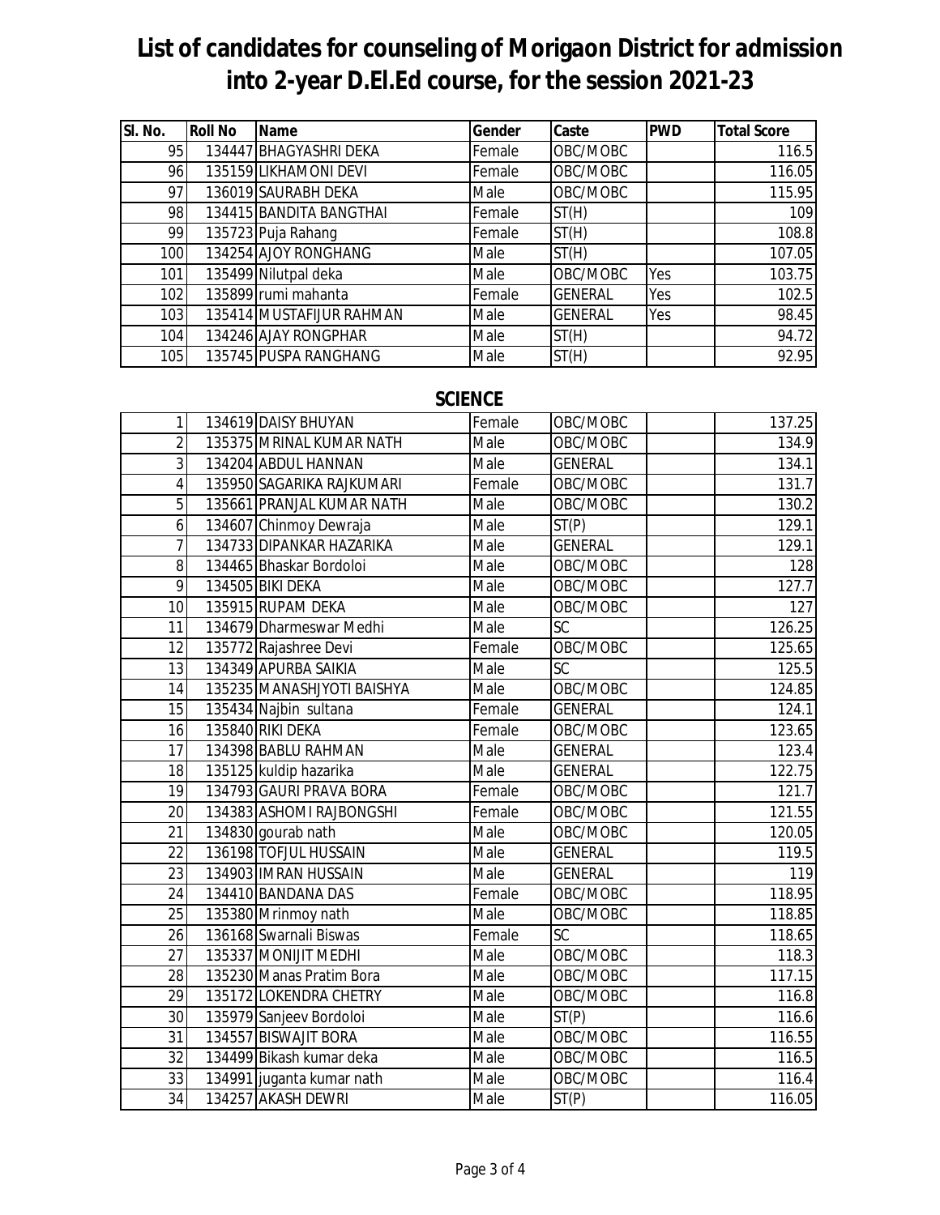# List of candidates for counseling of Morigaon District for admission into 2-year D.El.Ed course, for the session 2021-23

| Sl. No. | Roll No | Name | Gender | Caste | PWD | Total Score |
|---|---|---|---|---|---|---|
| 95 | 134447 | BHAGYASHRI DEKA | Female | OBC/MOBC | | 116.5 |
| 96 | 135159 | LIKHAMONI DEVI | Female | OBC/MOBC | | 116.05 |
| 97 | 136019 | SAURABH DEKA | Male | OBC/MOBC | | 115.95 |
| 98 | 134415 | BANDITA BANGTHAI | Female | ST(H) | | 109 |
| 99 | 135723 | Puja Rahang | Female | ST(H) | | 108.8 |
| 100 | 134254 | AJOY RONGHANG | Male | ST(H) | | 107.05 |
| 101 | 135499 | Nilutpal deka | Male | OBC/MOBC | Yes | 103.75 |
| 102 | 135899 | rumi mahanta | Female | GENERAL | Yes | 102.5 |
| 103 | 135414 | MUSTAFIJUR RAHMAN | Male | GENERAL | Yes | 98.45 |
| 104 | 134246 | AJAY RONGPHAR | Male | ST(H) | | 94.72 |
| 105 | 135745 | PUSPA RANGHANG | Male | ST(H) | | 92.95 |

## SCIENCE

| Sl. No. | Roll No | Name | Gender | Caste | PWD | Total Score |
|---|---|---|---|---|---|---|
| 1 | 134619 | DAISY BHUYAN | Female | OBC/MOBC | | 137.25 |
| 2 | 135375 | MRINAL KUMAR NATH | Male | OBC/MOBC | | 134.9 |
| 3 | 134204 | ABDUL HANNAN | Male | GENERAL | | 134.1 |
| 4 | 135950 | SAGARIKA RAJKUMARI | Female | OBC/MOBC | | 131.7 |
| 5 | 135661 | PRANJAL KUMAR NATH | Male | OBC/MOBC | | 130.2 |
| 6 | 134607 | Chinmoy Dewraja | Male | ST(P) | | 129.1 |
| 7 | 134733 | DIPANKAR HAZARIKA | Male | GENERAL | | 129.1 |
| 8 | 134465 | Bhaskar Bordoloi | Male | OBC/MOBC | | 128 |
| 9 | 134505 | BIKI DEKA | Male | OBC/MOBC | | 127.7 |
| 10 | 135915 | RUPAM DEKA | Male | OBC/MOBC | | 127 |
| 11 | 134679 | Dharmeswar Medhi | Male | SC | | 126.25 |
| 12 | 135772 | Rajashree Devi | Female | OBC/MOBC | | 125.65 |
| 13 | 134349 | APURBA SAIKIA | Male | SC | | 125.5 |
| 14 | 135235 | MANASHJYOTI BAISHYA | Male | OBC/MOBC | | 124.85 |
| 15 | 135434 | Najbin sultana | Female | GENERAL | | 124.1 |
| 16 | 135840 | RIKI DEKA | Female | OBC/MOBC | | 123.65 |
| 17 | 134398 | BABLU RAHMAN | Male | GENERAL | | 123.4 |
| 18 | 135125 | kuldip hazarika | Male | GENERAL | | 122.75 |
| 19 | 134793 | GAURI PRAVA BORA | Female | OBC/MOBC | | 121.7 |
| 20 | 134383 | ASHOMI RAJBONGSHI | Female | OBC/MOBC | | 121.55 |
| 21 | 134830 | gourab nath | Male | OBC/MOBC | | 120.05 |
| 22 | 136198 | TOFJUL HUSSAIN | Male | GENERAL | | 119.5 |
| 23 | 134903 | IMRAN HUSSAIN | Male | GENERAL | | 119 |
| 24 | 134410 | BANDANA DAS | Female | OBC/MOBC | | 118.95 |
| 25 | 135380 | Mrinmoy nath | Male | OBC/MOBC | | 118.85 |
| 26 | 136168 | Swarnali Biswas | Female | SC | | 118.65 |
| 27 | 135337 | MONIJIT MEDHI | Male | OBC/MOBC | | 118.3 |
| 28 | 135230 | Manas Pratim Bora | Male | OBC/MOBC | | 117.15 |
| 29 | 135172 | LOKENDRA CHETRY | Male | OBC/MOBC | | 116.8 |
| 30 | 135979 | Sanjeev Bordoloi | Male | ST(P) | | 116.6 |
| 31 | 134557 | BISWAJIT BORA | Male | OBC/MOBC | | 116.55 |
| 32 | 134499 | Bikash kumar deka | Male | OBC/MOBC | | 116.5 |
| 33 | 134991 | juganta kumar nath | Male | OBC/MOBC | | 116.4 |
| 34 | 134257 | AKASH DEWRI | Male | ST(P) | | 116.05 |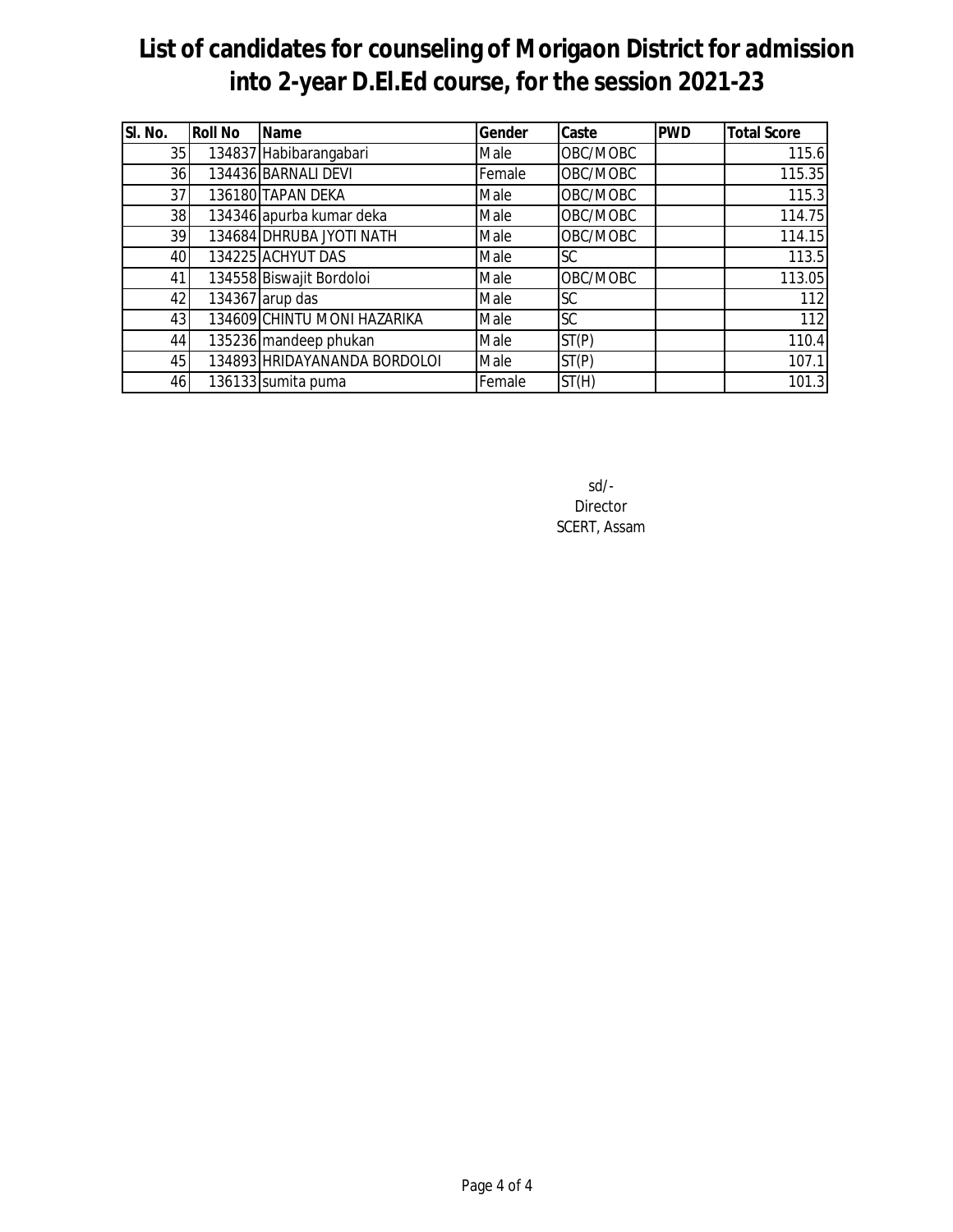# List of candidates for counseling of Morigaon District for admission into 2-year D.El.Ed course, for the session 2021-23

| Sl. No. | Roll No | Name | Gender | Caste | PWD | Total Score |
|---|---|---|---|---|---|---|
| 35 | 134837 | Habibarangabari | Male | OBC/MOBC | | 115.6 |
| 36 | 134436 | BARNALI DEVI | Female | OBC/MOBC | | 115.35 |
| 37 | 136180 | TAPAN DEKA | Male | OBC/MOBC | | 115.3 |
| 38 | 134346 | apurba kumar deka | Male | OBC/MOBC | | 114.75 |
| 39 | 134684 | DHRUBA JYOTI NATH | Male | OBC/MOBC | | 114.15 |
| 40 | 134225 | ACHYUT DAS | Male | SC | | 113.5 |
| 41 | 134558 | Biswajit Bordoloi | Male | OBC/MOBC | | 113.05 |
| 42 | 134367 | arup das | Male | SC | | 112 |
| 43 | 134609 | CHINTU MONI HAZARIKA | Male | SC | | 112 |
| 44 | 135236 | mandeep phukan | Male | ST(P) | | 110.4 |
| 45 | 134893 | HRIDAYANANDA BORDOLOI | Male | ST(P) | | 107.1 |
| 46 | 136133 | sumita puma | Female | ST(H) | | 101.3 |

sd/-
Director
SCERT, Assam